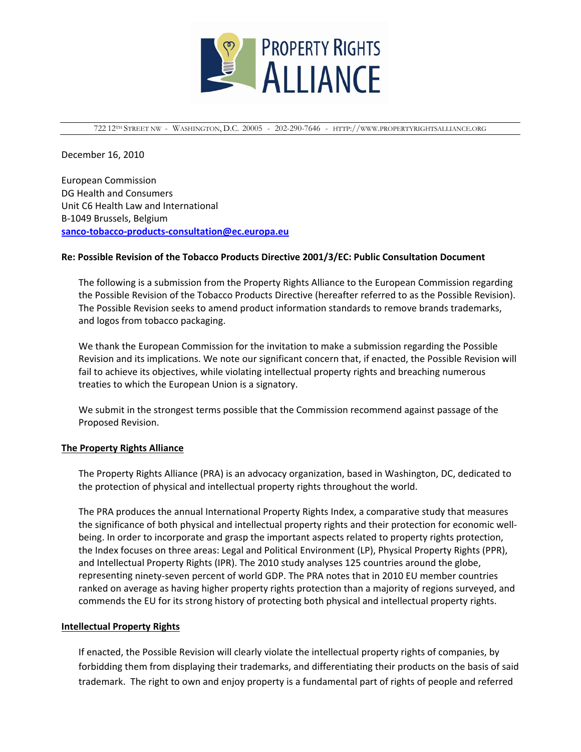# PROPERTY RIGHTS ALLIANCE

722 12TH STREET NW - WASHINGTON, D.C. 20005 - 202-290-7646 - HTTP://WWW.PROPERTYRIGHTSALLIANCE.ORG

December 16, 2010

European Commission
DG Health and Consumers
Unit C6 Health Law and International
B-1049 Brussels, Belgium
sanco-tobacco-products-consultation@ec.europa.eu

**Re: Possible Revision of the Tobacco Products Directive 2001/3/EC: Public Consultation Document**

The following is a submission from the Property Rights Alliance to the European Commission regarding the Possible Revision of the Tobacco Products Directive (hereafter referred to as the Possible Revision). The Possible Revision seeks to amend product information standards to remove brands trademarks, and logos from tobacco packaging.

We thank the European Commission for the invitation to make a submission regarding the Possible Revision and its implications. We note our significant concern that, if enacted, the Possible Revision will fail to achieve its objectives, while violating intellectual property rights and breaching numerous treaties to which the European Union is a signatory.

We submit in the strongest terms possible that the Commission recommend against passage of the Proposed Revision.

## The Property Rights Alliance

The Property Rights Alliance (PRA) is an advocacy organization, based in Washington, DC, dedicated to the protection of physical and intellectual property rights throughout the world.

The PRA produces the annual International Property Rights Index, a comparative study that measures the significance of both physical and intellectual property rights and their protection for economic well-being. In order to incorporate and grasp the important aspects related to property rights protection, the Index focuses on three areas: Legal and Political Environment (LP), Physical Property Rights (PPR), and Intellectual Property Rights (IPR). The 2010 study analyses 125 countries around the globe, representing ninety-seven percent of world GDP. The PRA notes that in 2010 EU member countries ranked on average as having higher property rights protection than a majority of regions surveyed, and commends the EU for its strong history of protecting both physical and intellectual property rights.

## Intellectual Property Rights

If enacted, the Possible Revision will clearly violate the intellectual property rights of companies, by forbidding them from displaying their trademarks, and differentiating their products on the basis of said trademark. The right to own and enjoy property is a fundamental part of rights of people and referred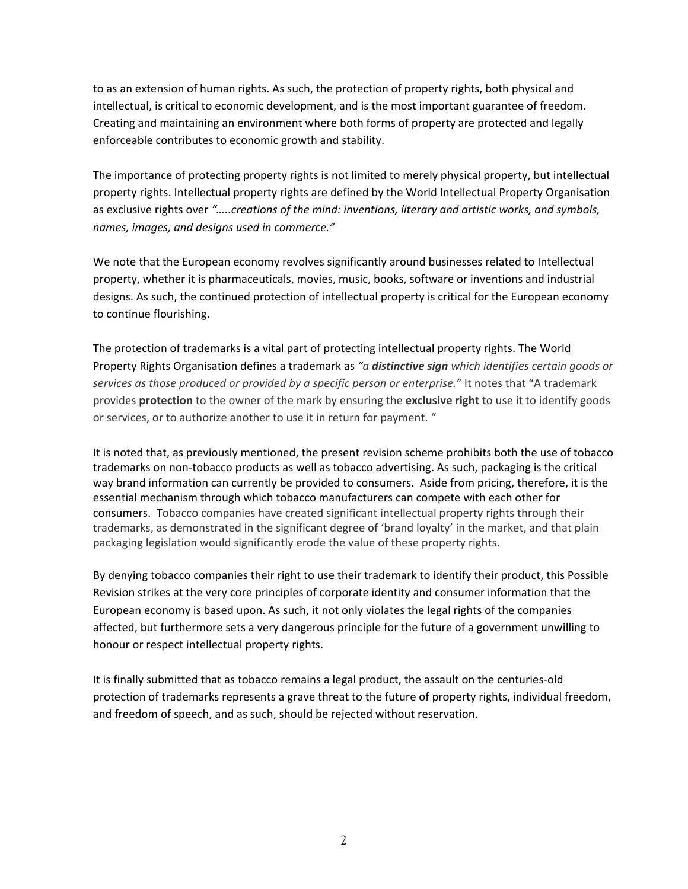to as an extension of human rights. As such, the protection of property rights, both physical and intellectual, is critical to economic development, and is the most important guarantee of freedom. Creating and maintaining an environment where both forms of property are protected and legally enforceable contributes to economic growth and stability.

The importance of protecting property rights is not limited to merely physical property, but intellectual property rights. Intellectual property rights are defined by the World Intellectual Property Organisation as exclusive rights over *"…..creations of the mind: inventions, literary and artistic works, and symbols, names, images, and designs used in commerce."*

We note that the European economy revolves significantly around businesses related to Intellectual property, whether it is pharmaceuticals, movies, music, books, software or inventions and industrial designs. As such, the continued protection of intellectual property is critical for the European economy to continue flourishing.

The protection of trademarks is a vital part of protecting intellectual property rights. The World Property Rights Organisation defines a trademark as *"a **distinctive sign** which identifies certain goods or services as those produced or provided by a specific person or enterprise."* It notes that "A trademark provides **protection** to the owner of the mark by ensuring the **exclusive right** to use it to identify goods or services, or to authorize another to use it in return for payment. "

It is noted that, as previously mentioned, the present revision scheme prohibits both the use of tobacco trademarks on non-tobacco products as well as tobacco advertising. As such, packaging is the critical way brand information can currently be provided to consumers. Aside from pricing, therefore, it is the essential mechanism through which tobacco manufacturers can compete with each other for consumers. Tobacco companies have created significant intellectual property rights through their trademarks, as demonstrated in the significant degree of 'brand loyalty' in the market, and that plain packaging legislation would significantly erode the value of these property rights.

By denying tobacco companies their right to use their trademark to identify their product, this Possible Revision strikes at the very core principles of corporate identity and consumer information that the European economy is based upon. As such, it not only violates the legal rights of the companies affected, but furthermore sets a very dangerous principle for the future of a government unwilling to honour or respect intellectual property rights.

It is finally submitted that as tobacco remains a legal product, the assault on the centuries-old protection of trademarks represents a grave threat to the future of property rights, individual freedom, and freedom of speech, and as such, should be rejected without reservation.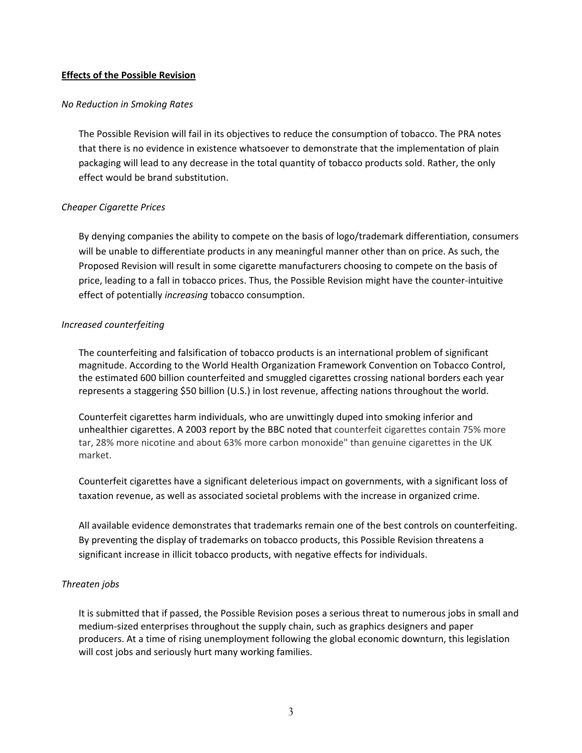**Effects of the Possible Revision**

*No Reduction in Smoking Rates*

The Possible Revision will fail in its objectives to reduce the consumption of tobacco. The PRA notes that there is no evidence in existence whatsoever to demonstrate that the implementation of plain packaging will lead to any decrease in the total quantity of tobacco products sold. Rather, the only effect would be brand substitution.

*Cheaper Cigarette Prices*

By denying companies the ability to compete on the basis of logo/trademark differentiation, consumers will be unable to differentiate products in any meaningful manner other than on price. As such, the Proposed Revision will result in some cigarette manufacturers choosing to compete on the basis of price, leading to a fall in tobacco prices. Thus, the Possible Revision might have the counter-intuitive effect of potentially *increasing* tobacco consumption.

*Increased counterfeiting*

The counterfeiting and falsification of tobacco products is an international problem of significant magnitude. According to the World Health Organization Framework Convention on Tobacco Control, the estimated 600 billion counterfeited and smuggled cigarettes crossing national borders each year represents a staggering $50 billion (U.S.) in lost revenue, affecting nations throughout the world.

Counterfeit cigarettes harm individuals, who are unwittingly duped into smoking inferior and unhealthier cigarettes. A 2003 report by the BBC noted that counterfeit cigarettes contain 75% more tar, 28% more nicotine and about 63% more carbon monoxide" than genuine cigarettes in the UK market.

Counterfeit cigarettes have a significant deleterious impact on governments, with a significant loss of taxation revenue, as well as associated societal problems with the increase in organized crime.

All available evidence demonstrates that trademarks remain one of the best controls on counterfeiting. By preventing the display of trademarks on tobacco products, this Possible Revision threatens a significant increase in illicit tobacco products, with negative effects for individuals.

*Threaten jobs*

It is submitted that if passed, the Possible Revision poses a serious threat to numerous jobs in small and medium-sized enterprises throughout the supply chain, such as graphics designers and paper producers. At a time of rising unemployment following the global economic downturn, this legislation will cost jobs and seriously hurt many working families.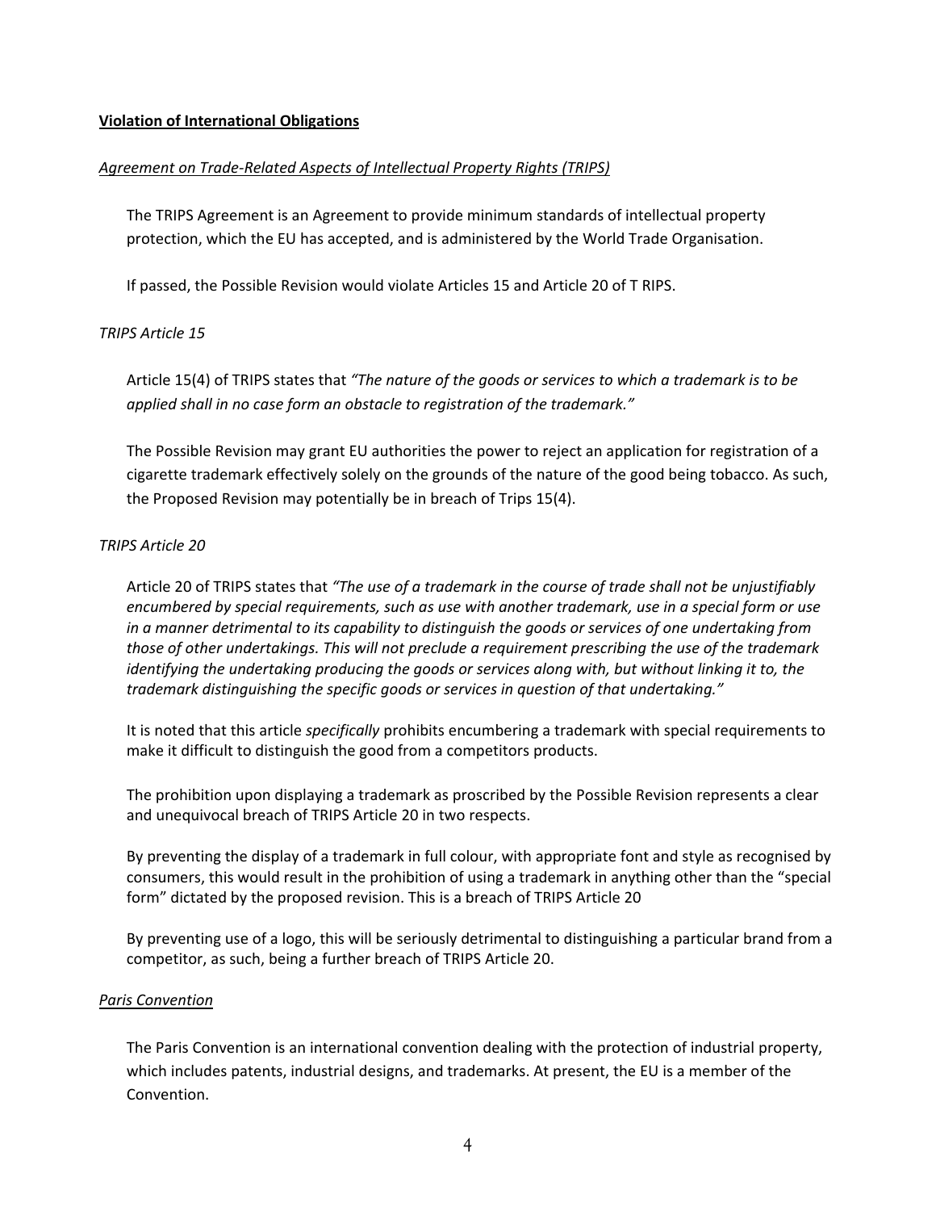**<u>Violation of International Obligations</u>**

*<u>Agreement on Trade-Related Aspects of Intellectual Property Rights (TRIPS)</u>*

The TRIPS Agreement is an Agreement to provide minimum standards of intellectual property protection, which the EU has accepted, and is administered by the World Trade Organisation.

If passed, the Possible Revision would violate Articles 15 and Article 20 of T RIPS.

*TRIPS Article 15*

Article 15(4) of TRIPS states that *"The nature of the goods or services to which a trademark is to be applied shall in no case form an obstacle to registration of the trademark."*

The Possible Revision may grant EU authorities the power to reject an application for registration of a cigarette trademark effectively solely on the grounds of the nature of the good being tobacco. As such, the Proposed Revision may potentially be in breach of Trips 15(4).

*TRIPS Article 20*

Article 20 of TRIPS states that *"The use of a trademark in the course of trade shall not be unjustifiably encumbered by special requirements, such as use with another trademark, use in a special form or use in a manner detrimental to its capability to distinguish the goods or services of one undertaking from those of other undertakings. This will not preclude a requirement prescribing the use of the trademark identifying the undertaking producing the goods or services along with, but without linking it to, the trademark distinguishing the specific goods or services in question of that undertaking."*

It is noted that this article *specifically* prohibits encumbering a trademark with special requirements to make it difficult to distinguish the good from a competitors products.

The prohibition upon displaying a trademark as proscribed by the Possible Revision represents a clear and unequivocal breach of TRIPS Article 20 in two respects.

By preventing the display of a trademark in full colour, with appropriate font and style as recognised by consumers, this would result in the prohibition of using a trademark in anything other than the "special form" dictated by the proposed revision. This is a breach of TRIPS Article 20

By preventing use of a logo, this will be seriously detrimental to distinguishing a particular brand from a competitor, as such, being a further breach of TRIPS Article 20.

*<u>Paris Convention</u>*

The Paris Convention is an international convention dealing with the protection of industrial property, which includes patents, industrial designs, and trademarks. At present, the EU is a member of the Convention.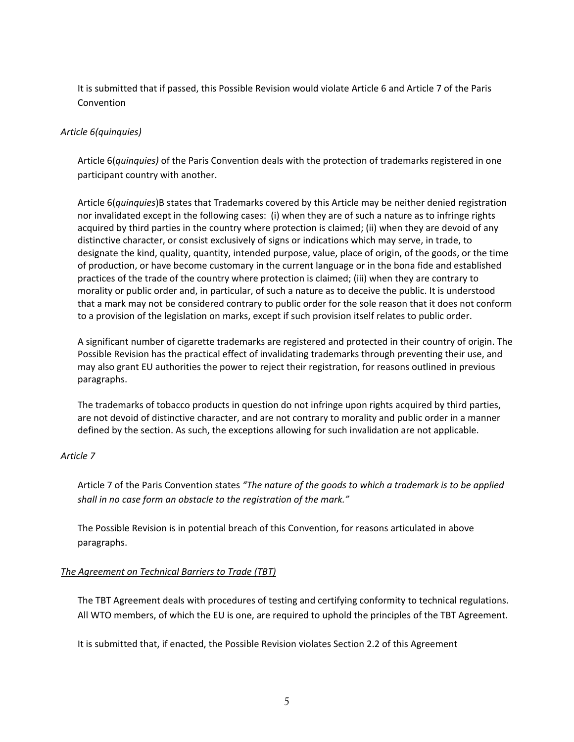It is submitted that if passed, this Possible Revision would violate Article 6 and Article 7 of the Paris Convention

*Article 6(quinquies)*

Article 6(*quinquies)* of the Paris Convention deals with the protection of trademarks registered in one participant country with another.

Article 6(*quinquies*)B states that Trademarks covered by this Article may be neither denied registration nor invalidated except in the following cases: (i) when they are of such a nature as to infringe rights acquired by third parties in the country where protection is claimed; (ii) when they are devoid of any distinctive character, or consist exclusively of signs or indications which may serve, in trade, to designate the kind, quality, quantity, intended purpose, value, place of origin, of the goods, or the time of production, or have become customary in the current language or in the bona fide and established practices of the trade of the country where protection is claimed; (iii) when they are contrary to morality or public order and, in particular, of such a nature as to deceive the public. It is understood that a mark may not be considered contrary to public order for the sole reason that it does not conform to a provision of the legislation on marks, except if such provision itself relates to public order.

A significant number of cigarette trademarks are registered and protected in their country of origin. The Possible Revision has the practical effect of invalidating trademarks through preventing their use, and may also grant EU authorities the power to reject their registration, for reasons outlined in previous paragraphs.

The trademarks of tobacco products in question do not infringe upon rights acquired by third parties, are not devoid of distinctive character, and are not contrary to morality and public order in a manner defined by the section. As such, the exceptions allowing for such invalidation are not applicable.

*Article 7*

Article 7 of the Paris Convention states *"The nature of the goods to which a trademark is to be applied shall in no case form an obstacle to the registration of the mark."*

The Possible Revision is in potential breach of this Convention, for reasons articulated in above paragraphs.

*The Agreement on Technical Barriers to Trade (TBT)*

The TBT Agreement deals with procedures of testing and certifying conformity to technical regulations. All WTO members, of which the EU is one, are required to uphold the principles of the TBT Agreement.

It is submitted that, if enacted, the Possible Revision violates Section 2.2 of this Agreement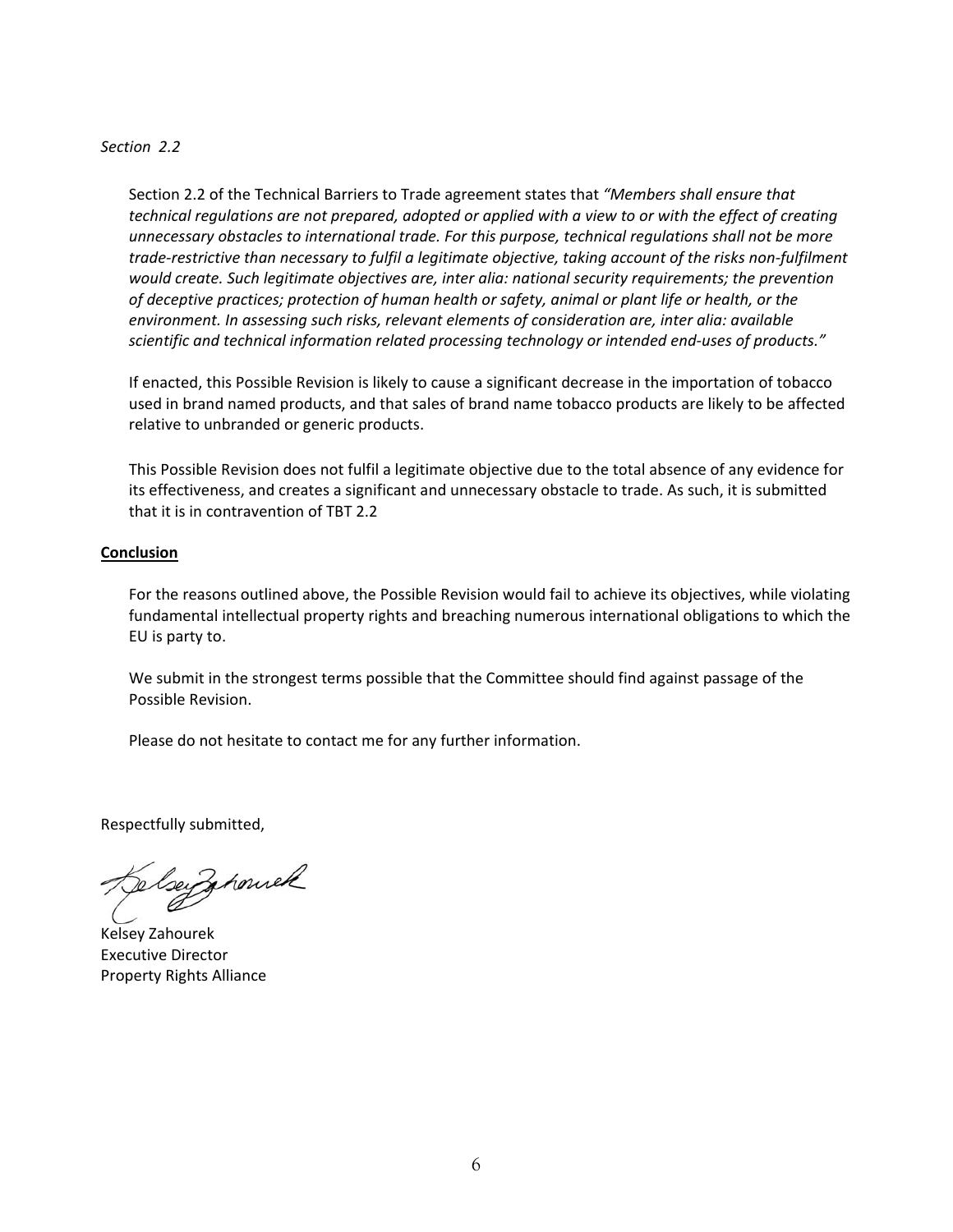*Section 2.2*

Section 2.2 of the Technical Barriers to Trade agreement states that *"Members shall ensure that technical regulations are not prepared, adopted or applied with a view to or with the effect of creating unnecessary obstacles to international trade. For this purpose, technical regulations shall not be more trade-restrictive than necessary to fulfil a legitimate objective, taking account of the risks non-fulfilment would create. Such legitimate objectives are, inter alia: national security requirements; the prevention of deceptive practices; protection of human health or safety, animal or plant life or health, or the environment. In assessing such risks, relevant elements of consideration are, inter alia: available scientific and technical information related processing technology or intended end-uses of products."*

If enacted, this Possible Revision is likely to cause a significant decrease in the importation of tobacco used in brand named products, and that sales of brand name tobacco products are likely to be affected relative to unbranded or generic products.

This Possible Revision does not fulfil a legitimate objective due to the total absence of any evidence for its effectiveness, and creates a significant and unnecessary obstacle to trade. As such, it is submitted that it is in contravention of TBT 2.2

**Conclusion**

For the reasons outlined above, the Possible Revision would fail to achieve its objectives, while violating fundamental intellectual property rights and breaching numerous international obligations to which the EU is party to.

We submit in the strongest terms possible that the Committee should find against passage of the Possible Revision.

Please do not hesitate to contact me for any further information.

Respectfully submitted,

Kelsey Zahourek
Executive Director
Property Rights Alliance